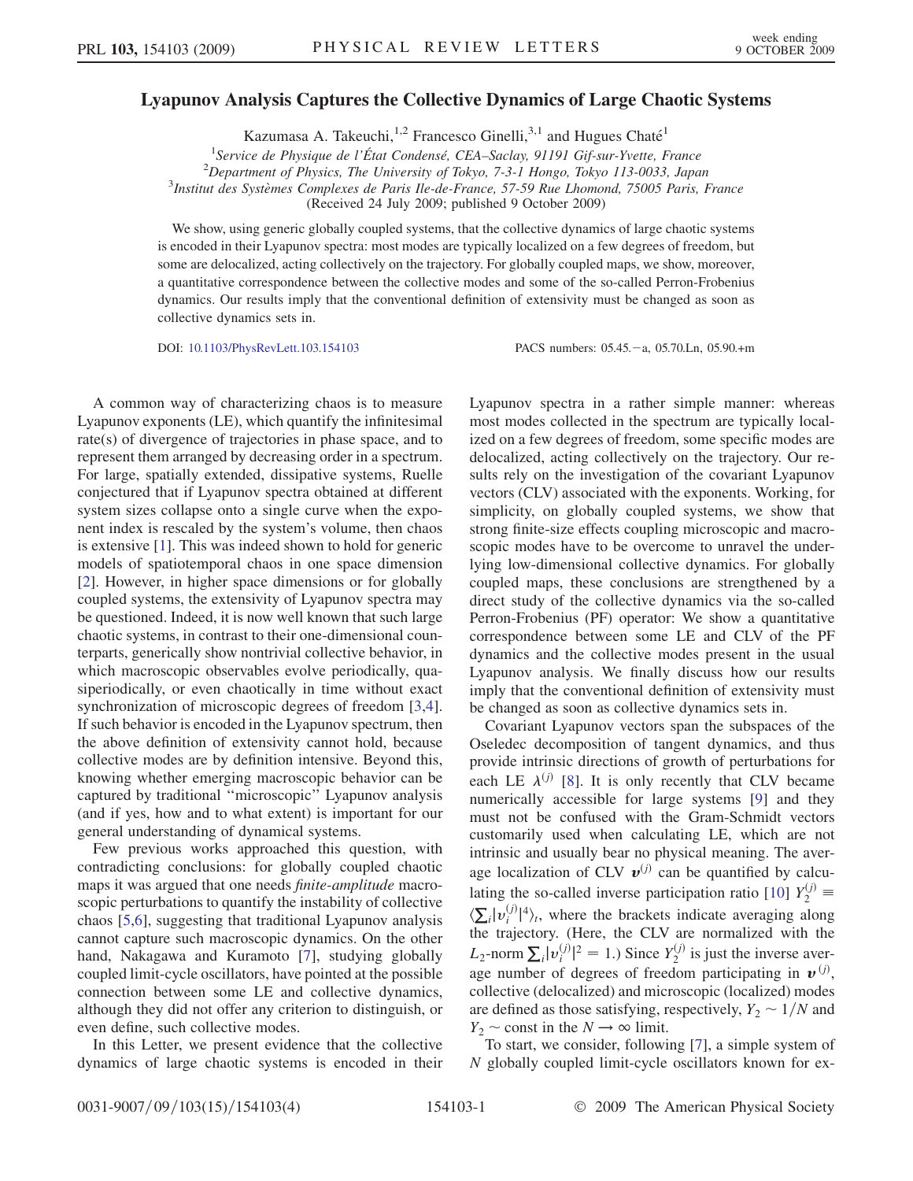# Lyapunov Analysis Captures the Collective Dynamics of Large Chaotic Systems

Kazumasa A. Takeuchi,[1,2] Francesco Ginelli,[3,1] and Hugues Chaté[1]

[1]*Service de Physique de l'État Condensé, CEA–Saclay, 91191 Gif-sur-Yvette, France*
[2]*Department of Physics, The University of Tokyo, 7-3-1 Hongo, Tokyo 113-0033, Japan*
[3]*Institut des Systèmes Complexes de Paris Ile-de-France, 57-59 Rue Lhomond, 75005 Paris, France*
(Received 24 July 2009; published 9 October 2009)

We show, using generic globally coupled systems, that the collective dynamics of large chaotic systems is encoded in their Lyapunov spectra: most modes are typically localized on a few degrees of freedom, but some are delocalized, acting collectively on the trajectory. For globally coupled maps, we show, moreover, a quantitative correspondence between the collective modes and some of the so-called Perron-Frobenius dynamics. Our results imply that the conventional definition of extensivity must be changed as soon as collective dynamics sets in.

DOI: 10.1103/PhysRevLett.103.154103 PACS numbers: 05.45.−a, 05.70.Ln, 05.90.+m

A common way of characterizing chaos is to measure Lyapunov exponents (LE), which quantify the infinitesimal rate(s) of divergence of trajectories in phase space, and to represent them arranged by decreasing order in a spectrum. For large, spatially extended, dissipative systems, Ruelle conjectured that if Lyapunov spectra obtained at different system sizes collapse onto a single curve when the exponent index is rescaled by the system's volume, then chaos is extensive [1]. This was indeed shown to hold for generic models of spatiotemporal chaos in one space dimension [2]. However, in higher space dimensions or for globally coupled systems, the extensivity of Lyapunov spectra may be questioned. Indeed, it is now well known that such large chaotic systems, in contrast to their one-dimensional counterparts, generically show nontrivial collective behavior, in which macroscopic observables evolve periodically, quasiperiodically, or even chaotically in time without exact synchronization of microscopic degrees of freedom [3,4]. If such behavior is encoded in the Lyapunov spectrum, then the above definition of extensivity cannot hold, because collective modes are by definition intensive. Beyond this, knowing whether emerging macroscopic behavior can be captured by traditional "microscopic" Lyapunov analysis (and if yes, how and to what extent) is important for our general understanding of dynamical systems.

Few previous works approached this question, with contradicting conclusions: for globally coupled chaotic maps it was argued that one needs *finite-amplitude* macroscopic perturbations to quantify the instability of collective chaos [5,6], suggesting that traditional Lyapunov analysis cannot capture such macroscopic dynamics. On the other hand, Nakagawa and Kuramoto [7], studying globally coupled limit-cycle oscillators, have pointed at the possible connection between some LE and collective dynamics, although they did not offer any criterion to distinguish, or even define, such collective modes.

In this Letter, we present evidence that the collective dynamics of large chaotic systems is encoded in their Lyapunov spectra in a rather simple manner: whereas most modes collected in the spectrum are typically localized on a few degrees of freedom, some specific modes are delocalized, acting collectively on the trajectory. Our results rely on the investigation of the covariant Lyapunov vectors (CLV) associated with the exponents. Working, for simplicity, on globally coupled systems, we show that strong finite-size effects coupling microscopic and macroscopic modes have to be overcome to unravel the underlying low-dimensional collective dynamics. For globally coupled maps, these conclusions are strengthened by a direct study of the collective dynamics via the so-called Perron-Frobenius (PF) operator: We show a quantitative correspondence between some LE and CLV of the PF dynamics and the collective modes present in the usual Lyapunov analysis. We finally discuss how our results imply that the conventional definition of extensivity must be changed as soon as collective dynamics sets in.

Covariant Lyapunov vectors span the subspaces of the Oseledec decomposition of tangent dynamics, and thus provide intrinsic directions of growth of perturbations for each LE $\lambda^{(j)}$ [8]. It is only recently that CLV became numerically accessible for large systems [9] and they must not be confused with the Gram-Schmidt vectors customarily used when calculating LE, which are not intrinsic and usually bear no physical meaning. The average localization of CLV $\boldsymbol{v}^{(j)}$ can be quantified by calculating the so-called inverse participation ratio [10] $Y_2^{(j)} \equiv \langle \sum_i |v_i^{(j)}|^4 \rangle_t$, where the brackets indicate averaging along the trajectory. (Here, the CLV are normalized with the $L_2$-norm $\sum_i |v_i^{(j)}|^2 = 1$.) Since $Y_2^{(j)}$ is just the inverse average number of degrees of freedom participating in $\boldsymbol{v}^{(j)}$, collective (delocalized) and microscopic (localized) modes are defined as those satisfying, respectively, $Y_2 \sim 1/N$ and $Y_2 \sim$ const in the $N \to \infty$ limit.

To start, we consider, following [7], a simple system of $N$ globally coupled limit-cycle oscillators known for ex-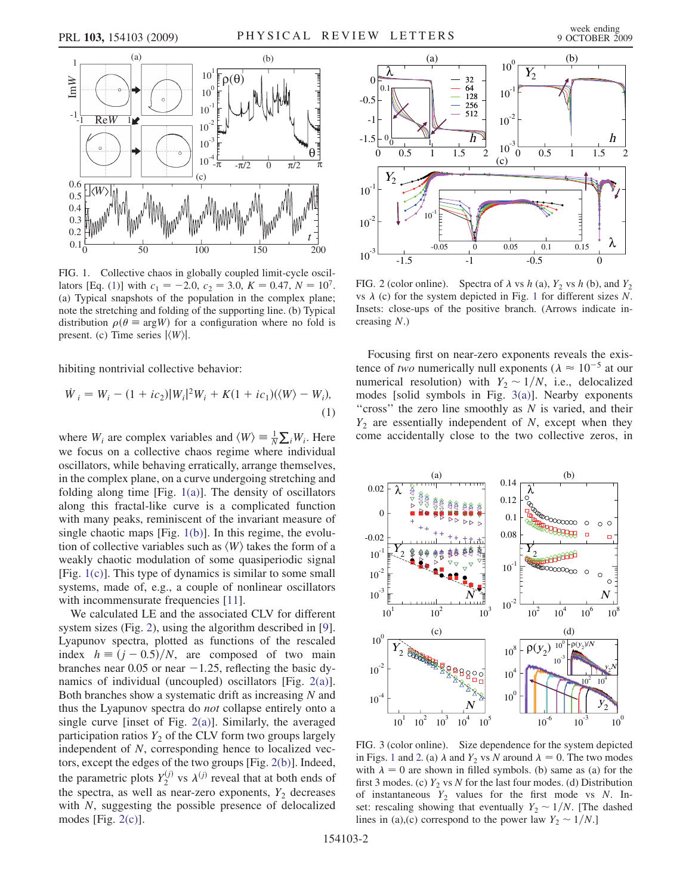FIG. 1. Collective chaos in globally coupled limit-cycle oscillators [Eq. (1)] with $c_1 = -2.0$, $c_2 = 3.0$, $K = 0.47$, $N = 10^7$. (a) Typical snapshots of the population in the complex plane; note the stretching and folding of the supporting line. (b) Typical distribution $\rho(\theta \equiv \arg W)$ for a configuration where no fold is present. (c) Time series $|\langle W \rangle|$.

hibiting nontrivial collective behavior:

$$\dot{W}_i = W_i - (1 + ic_2)|W_i|^2 W_i + K(1 + ic_1)(\langle W \rangle - W_i), \tag{1}$$

where $W_i$ are complex variables and $\langle W \rangle \equiv \frac{1}{N}\sum_i W_i$. Here we focus on a collective chaos regime where individual oscillators, while behaving erratically, arrange themselves, in the complex plane, on a curve undergoing stretching and folding along time [Fig. 1(a)]. The density of oscillators along this fractal-like curve is a complicated function with many peaks, reminiscent of the invariant measure of single chaotic maps [Fig. 1(b)]. In this regime, the evolution of collective variables such as $\langle W \rangle$ takes the form of a weakly chaotic modulation of some quasiperiodic signal [Fig. 1(c)]. This type of dynamics is similar to some small systems, made of, e.g., a couple of nonlinear oscillators with incommensurate frequencies [11].

We calculated LE and the associated CLV for different system sizes (Fig. 2), using the algorithm described in [9]. Lyapunov spectra, plotted as functions of the rescaled index $h \equiv (j - 0.5)/N$, are composed of two main branches near 0.05 or near $-1.25$, reflecting the basic dynamics of individual (uncoupled) oscillators [Fig. 2(a)]. Both branches show a systematic drift as increasing $N$ and thus the Lyapunov spectra do *not* collapse entirely onto a single curve [inset of Fig. 2(a)]. Similarly, the averaged participation ratios $Y_2$ of the CLV form two groups largely independent of $N$, corresponding hence to localized vectors, except the edges of the two groups [Fig. 2(b)]. Indeed, the parametric plots $Y_2^{(j)}$ vs $\lambda^{(j)}$ reveal that at both ends of the spectra, as well as near-zero exponents, $Y_2$ decreases with $N$, suggesting the possible presence of delocalized modes [Fig. 2(c)].

FIG. 2 (color online). Spectra of $\lambda$ vs $h$ (a), $Y_2$ vs $h$ (b), and $Y_2$ vs $\lambda$ (c) for the system depicted in Fig. 1 for different sizes $N$. Insets: close-ups of the positive branch. (Arrows indicate increasing $N$.)

Focusing first on near-zero exponents reveals the existence of *two* numerically null exponents ($\lambda \approx 10^{-5}$ at our numerical resolution) with $Y_2 \sim 1/N$, i.e., delocalized modes [solid symbols in Fig. 3(a)]. Nearby exponents "cross" the zero line smoothly as $N$ is varied, and their $Y_2$ are essentially independent of $N$, except when they come accidentally close to the two collective zeros, in

FIG. 3 (color online). Size dependence for the system depicted in Figs. 1 and 2. (a) $\lambda$ and $Y_2$ vs $N$ around $\lambda = 0$. The two modes with $\lambda = 0$ are shown in filled symbols. (b) same as (a) for the first 3 modes. (c) $Y_2$ vs $N$ for the last four modes. (d) Distribution of instantaneous $Y_2$ values for the first mode vs $N$. Inset: rescaling showing that eventually $Y_2 \sim 1/N$. [The dashed lines in (a),(c) correspond to the power law $Y_2 \sim 1/N$.]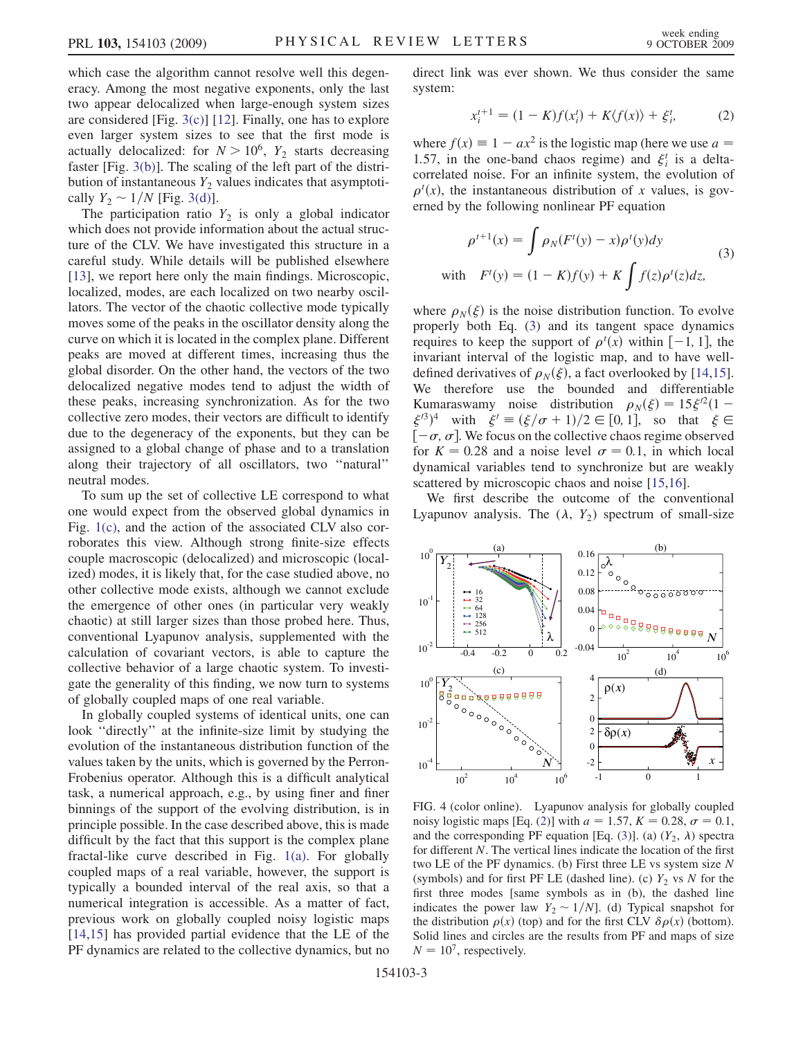which case the algorithm cannot resolve well this degeneracy. Among the most negative exponents, only the last two appear delocalized when large-enough system sizes are considered [Fig. 3(c)] [12]. Finally, one has to explore even larger system sizes to see that the first mode is actually delocalized: for $N > 10^6$, $Y_2$ starts decreasing faster [Fig. 3(b)]. The scaling of the left part of the distribution of instantaneous $Y_2$ values indicates that asymptotically $Y_2 \sim 1/N$ [Fig. 3(d)].

The participation ratio $Y_2$ is only a global indicator which does not provide information about the actual structure of the CLV. We have investigated this structure in a careful study. While details will be published elsewhere [13], we report here only the main findings. Microscopic, localized, modes, are each localized on two nearby oscillators. The vector of the chaotic collective mode typically moves some of the peaks in the oscillator density along the curve on which it is located in the complex plane. Different peaks are moved at different times, increasing thus the global disorder. On the other hand, the vectors of the two delocalized negative modes tend to adjust the width of these peaks, increasing synchronization. As for the two collective zero modes, their vectors are difficult to identify due to the degeneracy of the exponents, but they can be assigned to a global change of phase and to a translation along their trajectory of all oscillators, two "natural" neutral modes.

To sum up the set of collective LE correspond to what one would expect from the observed global dynamics in Fig. 1(c), and the action of the associated CLV also corroborates this view. Although strong finite-size effects couple macroscopic (delocalized) and microscopic (localized) modes, it is likely that, for the case studied above, no other collective mode exists, although we cannot exclude the emergence of other ones (in particular very weakly chaotic) at still larger sizes than those probed here. Thus, conventional Lyapunov analysis, supplemented with the calculation of covariant vectors, is able to capture the collective behavior of a large chaotic system. To investigate the generality of this finding, we now turn to systems of globally coupled maps of one real variable.

In globally coupled systems of identical units, one can look "directly" at the infinite-size limit by studying the evolution of the instantaneous distribution function of the values taken by the units, which is governed by the Perron-Frobenius operator. Although this is a difficult analytical task, a numerical approach, e.g., by using finer and finer binnings of the support of the evolving distribution, is in principle possible. In the case described above, this is made difficult by the fact that this support is the complex plane fractal-like curve described in Fig. 1(a). For globally coupled maps of a real variable, however, the support is typically a bounded interval of the real axis, so that a numerical integration is accessible. As a matter of fact, previous work on globally coupled noisy logistic maps [14,15] has provided partial evidence that the LE of the PF dynamics are related to the collective dynamics, but no direct link was ever shown. We thus consider the same system:

$$x_i^{t+1} = (1-K)f(x_i^t) + K\langle f(x)\rangle + \xi_i^t, \tag{2}$$

where $f(x) \equiv 1 - ax^2$ is the logistic map (here we use $a = 1.57$, in the one-band chaos regime) and $\xi_i^t$ is a delta-correlated noise. For an infinite system, the evolution of $\rho^t(x)$, the instantaneous distribution of $x$ values, is governed by the following nonlinear PF equation

$$\rho^{t+1}(x) = \int \rho_N(F^t(y) - x)\rho^t(y)dy$$
$$\text{with} \quad F^t(y) = (1-K)f(y) + K\int f(z)\rho^t(z)dz, \tag{3}$$

where $\rho_N(\xi)$ is the noise distribution function. To evolve properly both Eq. (3) and its tangent space dynamics requires to keep the support of $\rho^t(x)$ within $[-1, 1]$, the invariant interval of the logistic map, and to have well-defined derivatives of $\rho_N(\xi)$, a fact overlooked by [14,15]. We therefore use the bounded and differentiable Kumaraswamy noise distribution $\rho_N(\xi) = 15\xi'^2(1 - \xi'^3)^4$ with $\xi' \equiv (\xi/\sigma + 1)/2 \in [0, 1]$, so that $\xi \in [-\sigma, \sigma]$. We focus on the collective chaos regime observed for $K = 0.28$ and a noise level $\sigma = 0.1$, in which local dynamical variables tend to synchronize but are weakly scattered by microscopic chaos and noise [15,16].

We first describe the outcome of the conventional Lyapunov analysis. The $(\lambda, Y_2)$ spectrum of small-size

(a)
$Y_2$
16
32
64
128
256
512
$\lambda$
(b)
$\lambda$
$N$
(c)
$Y_2$
$N$
(d)
$\rho(x)$
$\delta\rho(x)$
$x$

FIG. 4 (color online). Lyapunov analysis for globally coupled noisy logistic maps [Eq. (2)] with $a = 1.57$, $K = 0.28$, $\sigma = 0.1$, and the corresponding PF equation [Eq. (3)]. (a) $(Y_2, \lambda)$ spectra for different $N$. The vertical lines indicate the location of the first two LE of the PF dynamics. (b) First three LE vs system size $N$ (symbols) and for first PF LE (dashed line). (c) $Y_2$ vs $N$ for the first three modes [same symbols as in (b), the dashed line indicates the power law $Y_2 \sim 1/N$]. (d) Typical snapshot for the distribution $\rho(x)$ (top) and for the first CLV $\delta\rho(x)$ (bottom). Solid lines and circles are the results from PF and maps of size $N = 10^7$, respectively.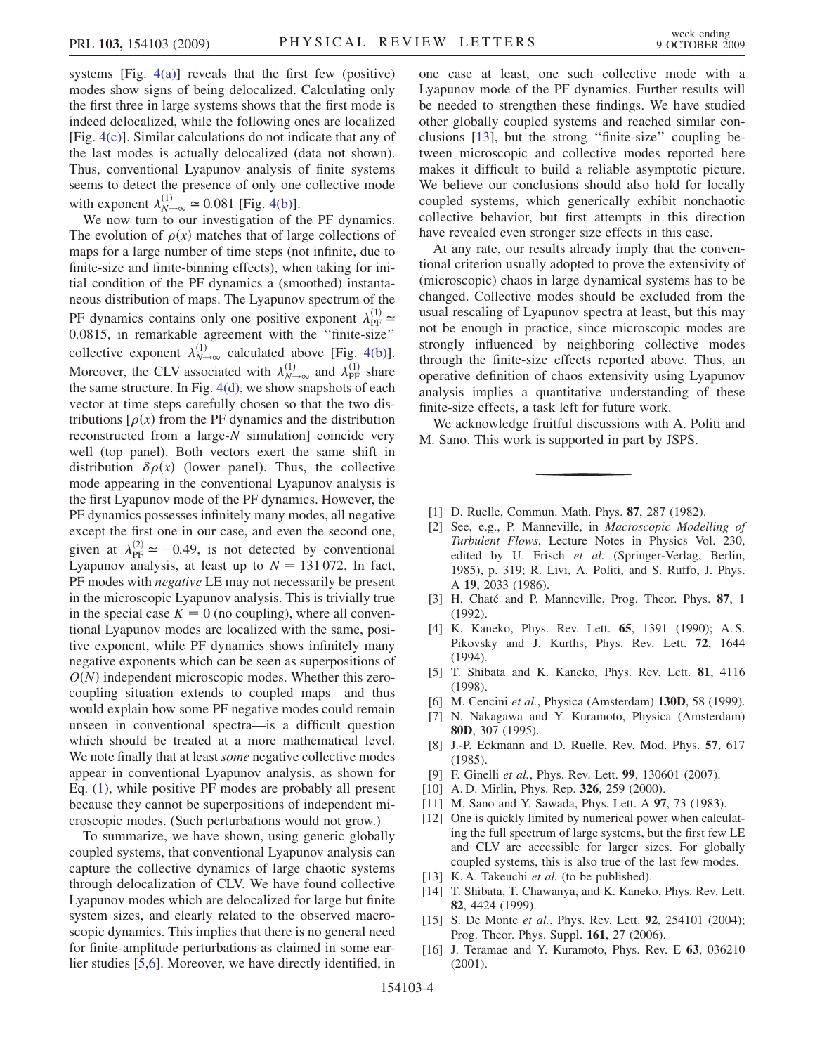systems [Fig. 4(a)] reveals that the first few (positive) modes show signs of being delocalized. Calculating only the first three in large systems shows that the first mode is indeed delocalized, while the following ones are localized [Fig. 4(c)]. Similar calculations do not indicate that any of the last modes is actually delocalized (data not shown). Thus, conventional Lyapunov analysis of finite systems seems to detect the presence of only one collective mode with exponent $\lambda^{(1)}_{N\to\infty} \simeq 0.081$ [Fig. 4(b)].

We now turn to our investigation of the PF dynamics. The evolution of $\rho(x)$ matches that of large collections of maps for a large number of time steps (not infinite, due to finite-size and finite-binning effects), when taking for initial condition of the PF dynamics a (smoothed) instantaneous distribution of maps. The Lyapunov spectrum of the PF dynamics contains only one positive exponent $\lambda^{(1)}_{\rm PF} \simeq 0.0815$, in remarkable agreement with the "finite-size" collective exponent $\lambda^{(1)}_{N\to\infty}$ calculated above [Fig. 4(b)]. Moreover, the CLV associated with $\lambda^{(1)}_{N\to\infty}$ and $\lambda^{(1)}_{\rm PF}$ share the same structure. In Fig. 4(d), we show snapshots of each vector at time steps carefully chosen so that the two distributions [$\rho(x)$ from the PF dynamics and the distribution reconstructed from a large-$N$ simulation] coincide very well (top panel). Both vectors exert the same shift in distribution $\delta\rho(x)$ (lower panel). Thus, the collective mode appearing in the conventional Lyapunov analysis is the first Lyapunov mode of the PF dynamics. However, the PF dynamics possesses infinitely many modes, all negative except the first one in our case, and even the second one, given at $\lambda^{(2)}_{\rm PF} \simeq -0.49$, is not detected by conventional Lyapunov analysis, at least up to $N = 131\,072$. In fact, PF modes with *negative* LE may not necessarily be present in the microscopic Lyapunov analysis. This is trivially true in the special case $K = 0$ (no coupling), where all conventional Lyapunov modes are localized with the same, positive exponent, while PF dynamics shows infinitely many negative exponents which can be seen as superpositions of $O(N)$ independent microscopic modes. Whether this zero-coupling situation extends to coupled maps—and thus would explain how some PF negative modes could remain unseen in conventional spectra—is a difficult question which should be treated at a more mathematical level. We note finally that at least *some* negative collective modes appear in conventional Lyapunov analysis, as shown for Eq. (1), while positive PF modes are probably all present because they cannot be superpositions of independent microscopic modes. (Such perturbations would not grow.)

To summarize, we have shown, using generic globally coupled systems, that conventional Lyapunov analysis can capture the collective dynamics of large chaotic systems through delocalization of CLV. We have found collective Lyapunov modes which are delocalized for large but finite system sizes, and clearly related to the observed macroscopic dynamics. This implies that there is no general need for finite-amplitude perturbations as claimed in some earlier studies [5,6]. Moreover, we have directly identified, in one case at least, one such collective mode with a Lyapunov mode of the PF dynamics. Further results will be needed to strengthen these findings. We have studied other globally coupled systems and reached similar conclusions [13], but the strong "finite-size" coupling between microscopic and collective modes reported here makes it difficult to build a reliable asymptotic picture. We believe our conclusions should also hold for locally coupled systems, which generically exhibit nonchaotic collective behavior, but first attempts in this direction have revealed even stronger size effects in this case.

At any rate, our results already imply that the conventional criterion usually adopted to prove the extensivity of (microscopic) chaos in large dynamical systems has to be changed. Collective modes should be excluded from the usual rescaling of Lyapunov spectra at least, but this may not be enough in practice, since microscopic modes are strongly influenced by neighboring collective modes through the finite-size effects reported above. Thus, an operative definition of chaos extensivity using Lyapunov analysis implies a quantitative understanding of these finite-size effects, a task left for future work.

We acknowledge fruitful discussions with A. Politi and M. Sano. This work is supported in part by JSPS.

---

[1] D. Ruelle, Commun. Math. Phys. **87**, 287 (1982).

[2] See, e.g., P. Manneville, in *Macroscopic Modelling of Turbulent Flows*, Lecture Notes in Physics Vol. 230, edited by U. Frisch *et al.* (Springer-Verlag, Berlin, 1985), p. 319; R. Livi, A. Politi, and S. Ruffo, J. Phys. A **19**, 2033 (1986).

[3] H. Chaté and P. Manneville, Prog. Theor. Phys. **87**, 1 (1992).

[4] K. Kaneko, Phys. Rev. Lett. **65**, 1391 (1990); A. S. Pikovsky and J. Kurths, Phys. Rev. Lett. **72**, 1644 (1994).

[5] T. Shibata and K. Kaneko, Phys. Rev. Lett. **81**, 4116 (1998).

[6] M. Cencini *et al.*, Physica (Amsterdam) **130D**, 58 (1999).

[7] N. Nakagawa and Y. Kuramoto, Physica (Amsterdam) **80D**, 307 (1995).

[8] J.-P. Eckmann and D. Ruelle, Rev. Mod. Phys. **57**, 617 (1985).

[9] F. Ginelli *et al.*, Phys. Rev. Lett. **99**, 130601 (2007).

[10] A. D. Mirlin, Phys. Rep. **326**, 259 (2000).

[11] M. Sano and Y. Sawada, Phys. Lett. A **97**, 73 (1983).

[12] One is quickly limited by numerical power when calculating the full spectrum of large systems, but the first few LE and CLV are accessible for larger sizes. For globally coupled systems, this is also true of the last few modes.

[13] K. A. Takeuchi *et al.* (to be published).

[14] T. Shibata, T. Chawanya, and K. Kaneko, Phys. Rev. Lett. **82**, 4424 (1999).

[15] S. De Monte *et al.*, Phys. Rev. Lett. **92**, 254101 (2004); Prog. Theor. Phys. Suppl. **161**, 27 (2006).

[16] J. Teramae and Y. Kuramoto, Phys. Rev. E **63**, 036210 (2001).